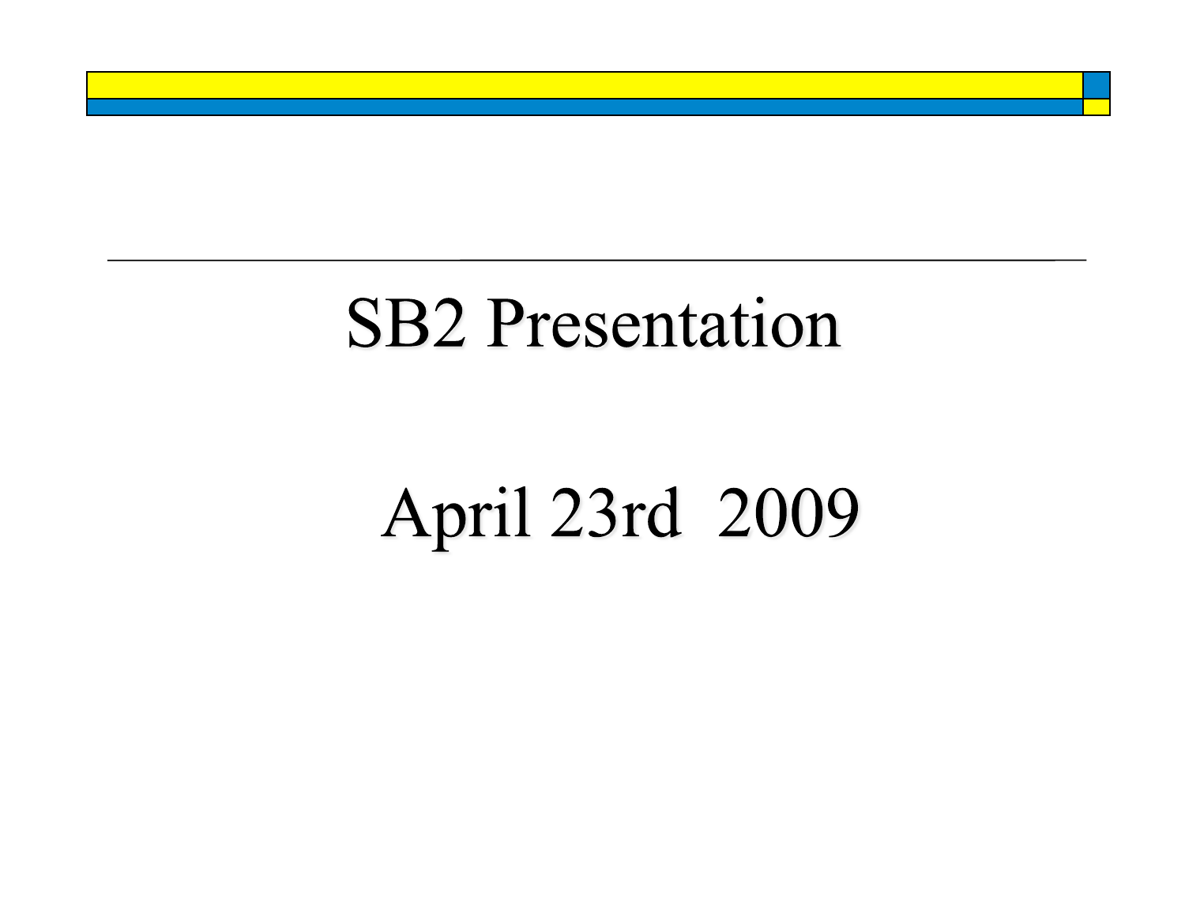# SB2 Presentation

## April 23rd 2009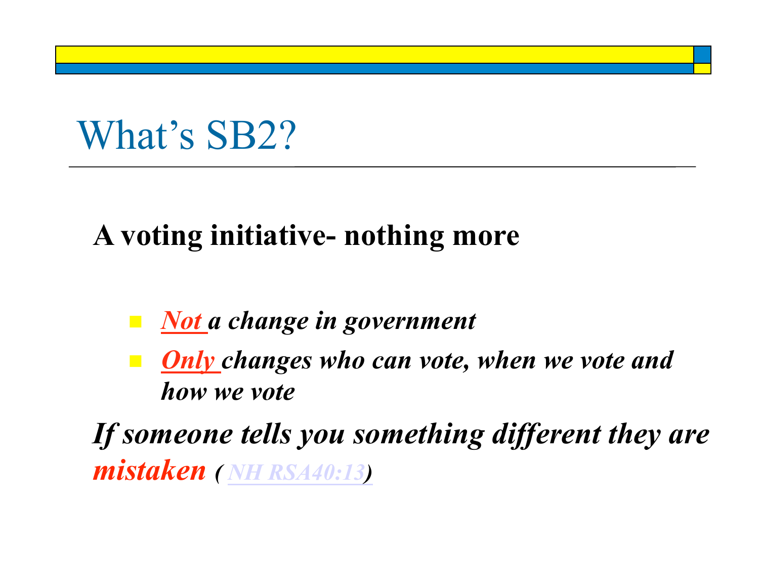# What's SB2?

**A voting initiative- nothing more**

- ***Not*** ***a change in government***
- ***Only*** ***changes who can vote, when we vote and how we vote***

***If someone tells you something different they are mistaken*** ***( NH RSA40:13)***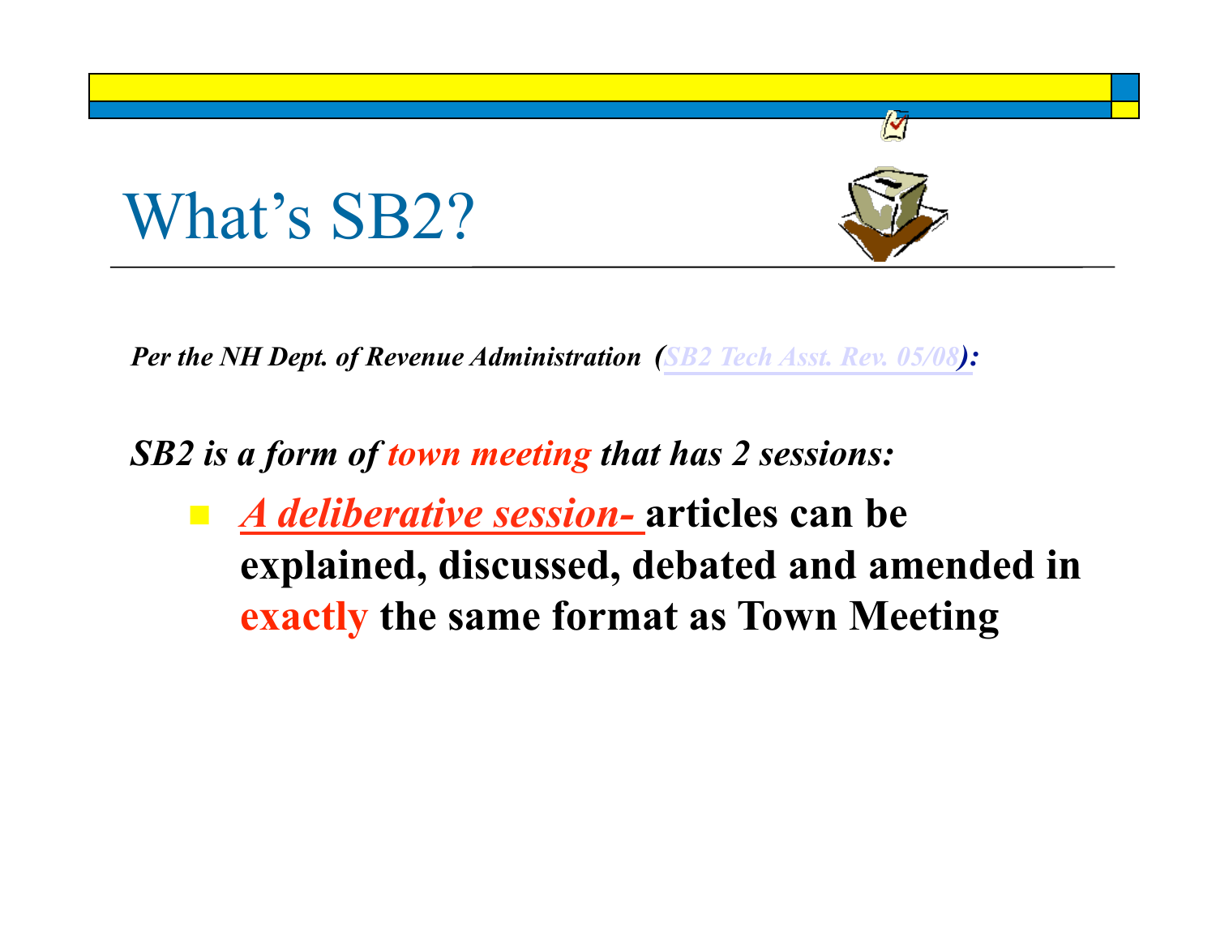# What's SB2?

***Per the NH Dept. of Revenue Administration (SB2 Tech Asst. Rev. 05/08):***

***SB2 is a form of town meeting that has 2 sessions:***

- ***A deliberative session-*** **articles can be explained, discussed, debated and amended in exactly the same format as Town Meeting**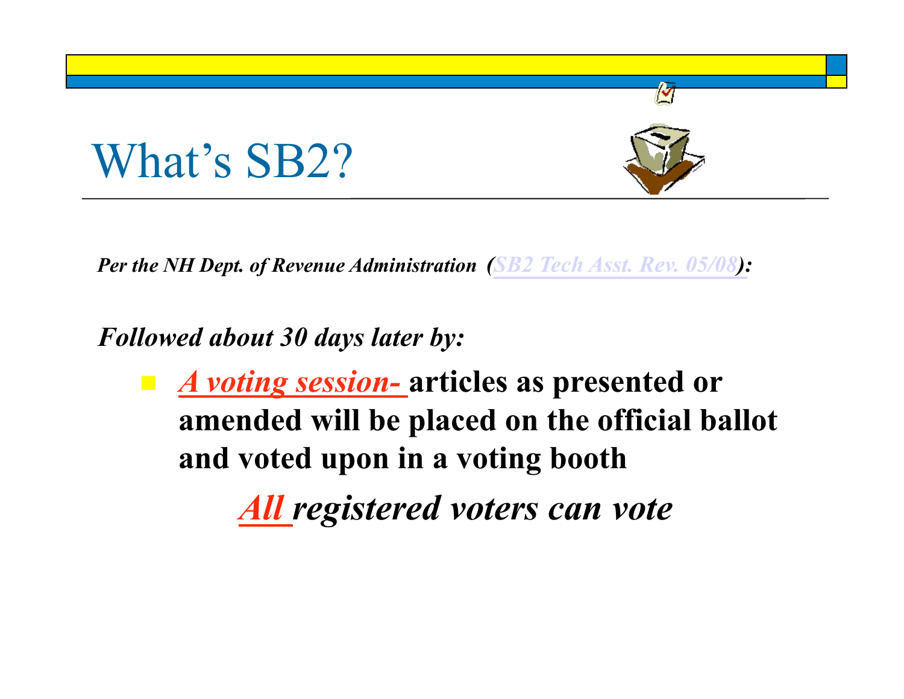# What's SB2?

***Per the NH Dept. of Revenue Administration (SB2 Tech Asst. Rev. 05/08):***

***Followed about 30 days later by:***

- ***A voting session-*** **articles as presented or amended will be placed on the official ballot and voted upon in a voting booth**

***All registered voters can vote***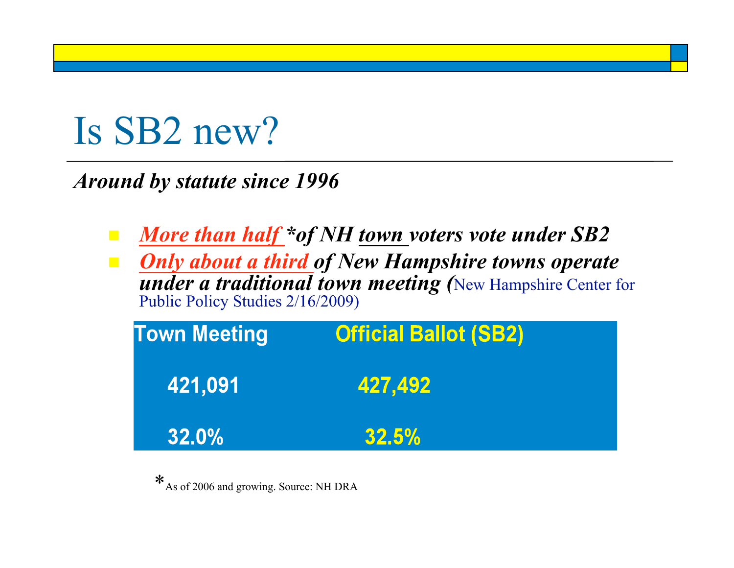# Is SB2 new?

***Around by statute since 1996***

- ***More than half*** **\*of NH *town* voters vote under SB2**
- ***Only about a third* *of New Hampshire towns operate under a traditional town meeting (*** New Hampshire Center for Public Policy Studies 2/16/2009)

| Town Meeting | Official Ballot (SB2) |
|---|---|
| 421,091 | 427,492 |
| 32.0% | 32.5% |

*As of 2006 and growing. Source: NH DRA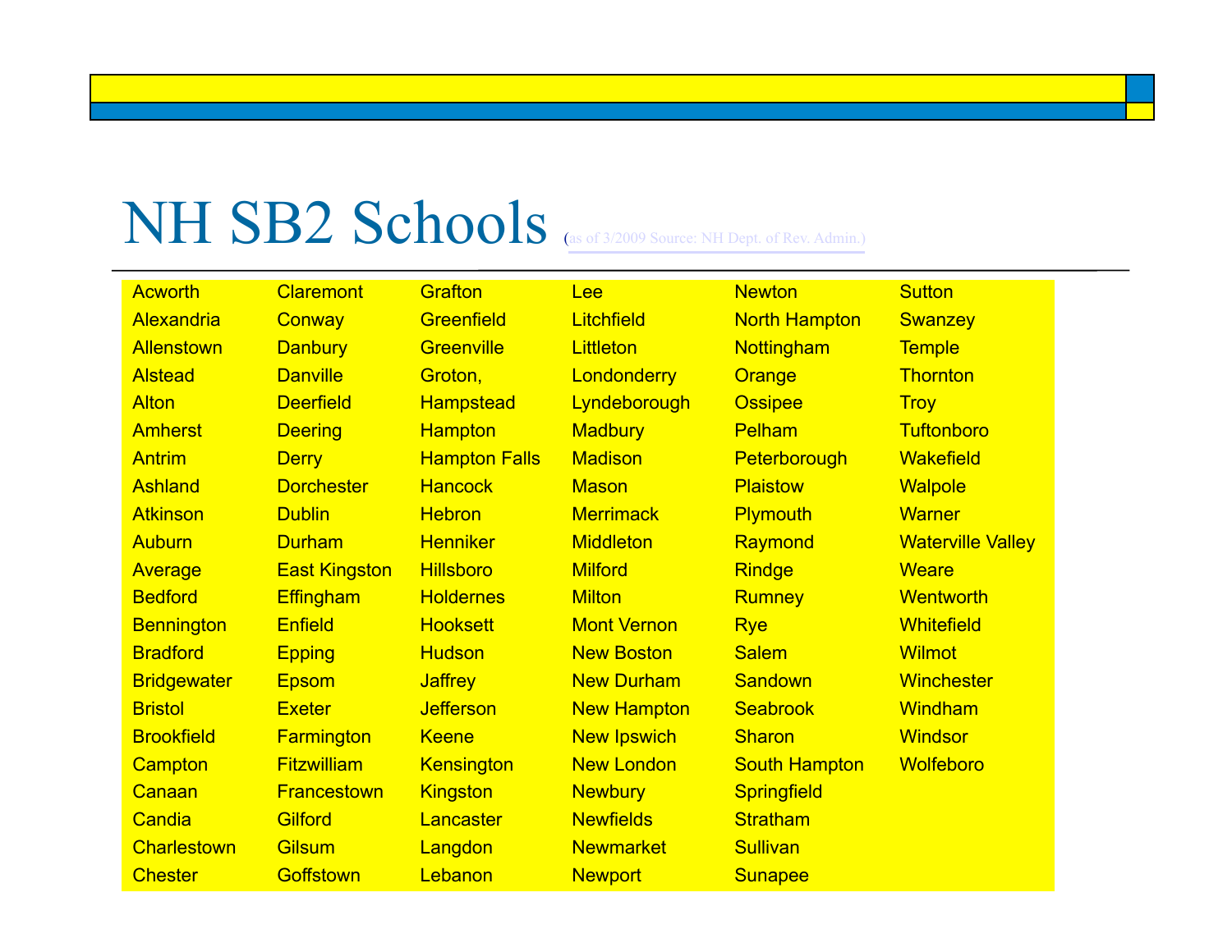# NH SB2 Schools (as of 3/2009 Source: NH Dept. of Rev. Admin.)

| | | | | | |
|---|---|---|---|---|---|
| Acworth | Claremont | Grafton | Lee | Newton | Sutton |
| Alexandria | Conway | Greenfield | Litchfield | North Hampton | Swanzey |
| Allenstown | Danbury | Greenville | Littleton | Nottingham | Temple |
| Alstead | Danville | Groton, | Londonderry | Orange | Thornton |
| Alton | Deerfield | Hampstead | Lyndeborough | Ossipee | Troy |
| Amherst | Deering | Hampton | Madbury | Pelham | Tuftonboro |
| Antrim | Derry | Hampton Falls | Madison | Peterborough | Wakefield |
| Ashland | Dorchester | Hancock | Mason | Plaistow | Walpole |
| Atkinson | Dublin | Hebron | Merrimack | Plymouth | Warner |
| Auburn | Durham | Henniker | Middleton | Raymond | Waterville Valley |
| Average | East Kingston | Hillsboro | Milford | Rindge | Weare |
| Bedford | Effingham | Holdernes | Milton | Rumney | Wentworth |
| Bennington | Enfield | Hooksett | Mont Vernon | Rye | Whitefield |
| Bradford | Epping | Hudson | New Boston | Salem | Wilmot |
| Bridgewater | Epsom | Jaffrey | New Durham | Sandown | Winchester |
| Bristol | Exeter | Jefferson | New Hampton | Seabrook | Windham |
| Brookfield | Farmington | Keene | New Ipswich | Sharon | Windsor |
| Campton | Fitzwilliam | Kensington | New London | South Hampton | Wolfeboro |
| Canaan | Francestown | Kingston | Newbury | Springfield | |
| Candia | Gilford | Lancaster | Newfields | Stratham | |
| Charlestown | Gilsum | Langdon | Newmarket | Sullivan | |
| Chester | Goffstown | Lebanon | Newport | Sunapee | |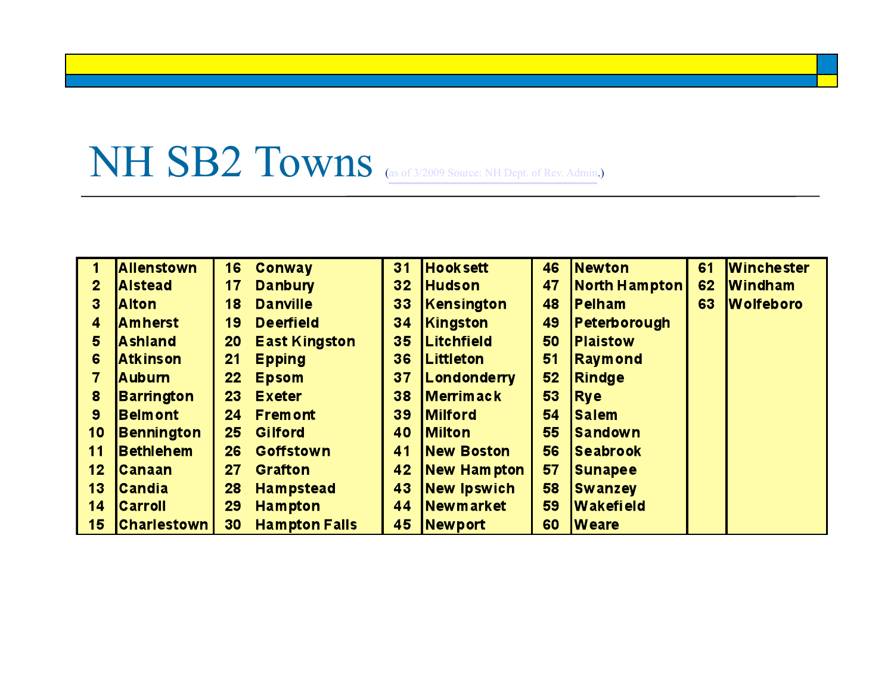# NH SB2 Towns (as of 3/2009 Source: NH Dept. of Rev. Admin.)

| | | | | | | | | | |
|---|---|---|---|---|---|---|---|---|---|
| 1 | Allenstown | 16 | Conway | 31 | Hooksett | 46 | Newton | 61 | Winchester |
| 2 | Alstead | 17 | Danbury | 32 | Hudson | 47 | North Hampton | 62 | Windham |
| 3 | Alton | 18 | Danville | 33 | Kensington | 48 | Pelham | 63 | Wolfeboro |
| 4 | Amherst | 19 | Deerfield | 34 | Kingston | 49 | Peterborough | | |
| 5 | Ashland | 20 | East Kingston | 35 | Litchfield | 50 | Plaistow | | |
| 6 | Atkinson | 21 | Epping | 36 | Littleton | 51 | Raymond | | |
| 7 | Auburn | 22 | Epsom | 37 | Londonderry | 52 | Rindge | | |
| 8 | Barrington | 23 | Exeter | 38 | Merrimack | 53 | Rye | | |
| 9 | Belmont | 24 | Fremont | 39 | Milford | 54 | Salem | | |
| 10 | Bennington | 25 | Gilford | 40 | Milton | 55 | Sandown | | |
| 11 | Bethlehem | 26 | Goffstown | 41 | New Boston | 56 | Seabrook | | |
| 12 | Canaan | 27 | Grafton | 42 | New Hampton | 57 | Sunapee | | |
| 13 | Candia | 28 | Hampstead | 43 | New Ipswich | 58 | Swanzey | | |
| 14 | Carroll | 29 | Hampton | 44 | Newmarket | 59 | Wakefield | | |
| 15 | Charlestown | 30 | Hampton Falls | 45 | Newport | 60 | Weare | | |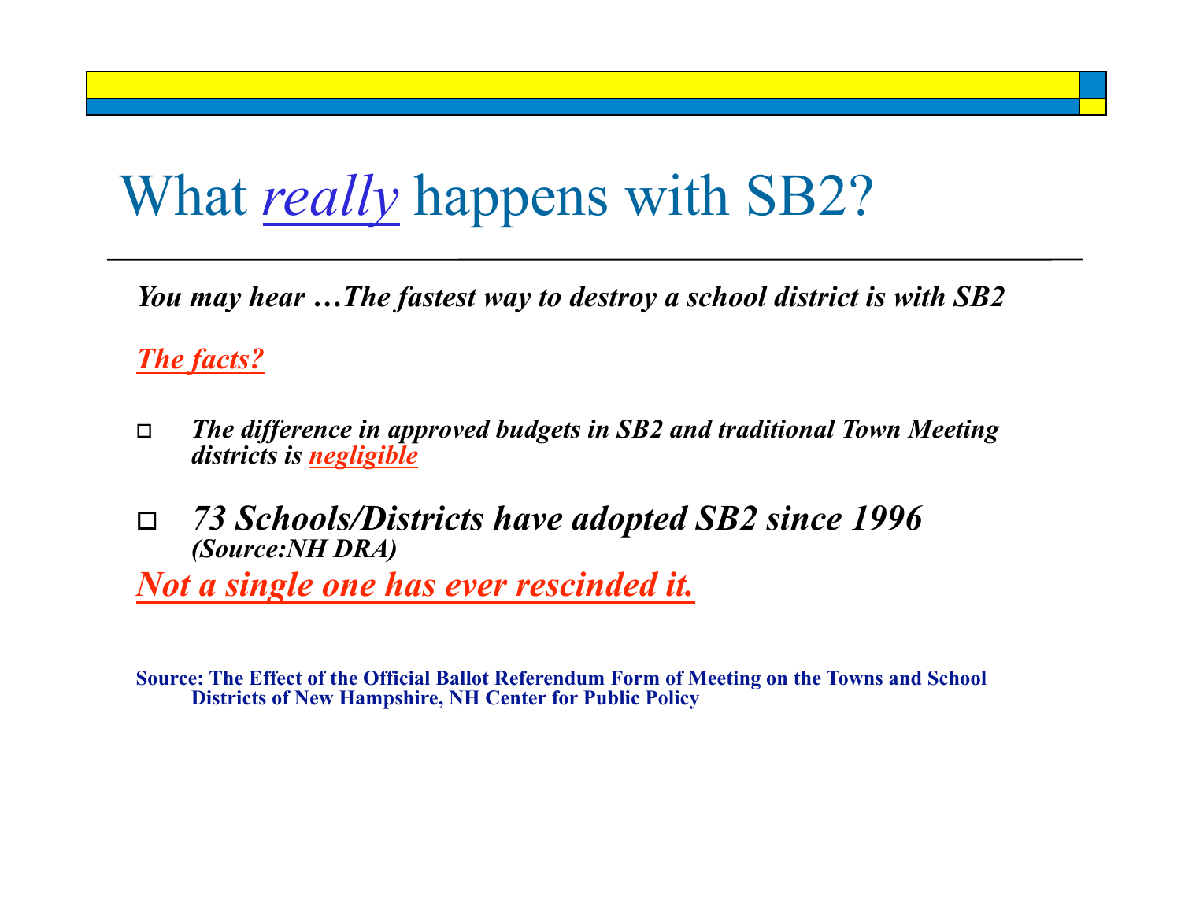# What *really* happens with SB2?

***You may hear …The fastest way to destroy a school district is with SB2***

***The facts?***

- ***The difference in approved budgets in SB2 and traditional Town Meeting districts is negligible***
- ***73 Schools/Districts have adopted SB2 since 1996***
  ***(Source:NH DRA)***

***Not a single one has ever rescinded it.***

**Source: The Effect of the Official Ballot Referendum Form of Meeting on the Towns and School Districts of New Hampshire, NH Center for Public Policy**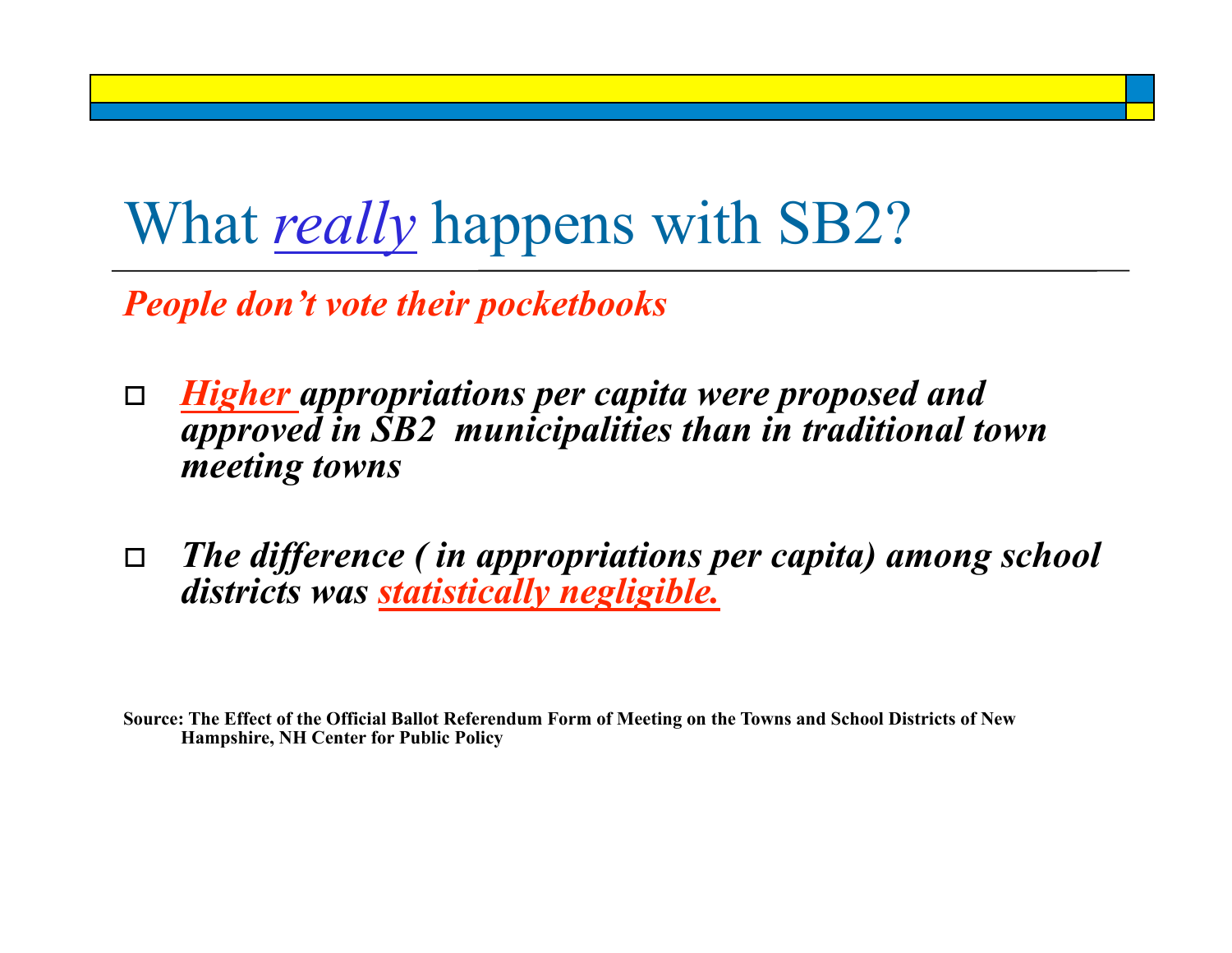# What *really* happens with SB2?

***People don't vote their pocketbooks***

- ***Higher** appropriations per capita were proposed and approved in SB2 municipalities than in traditional town meeting towns*
- ***The difference ( in appropriations per capita) among school districts was statistically negligible.***

**Source: The Effect of the Official Ballot Referendum Form of Meeting on the Towns and School Districts of New Hampshire, NH Center for Public Policy**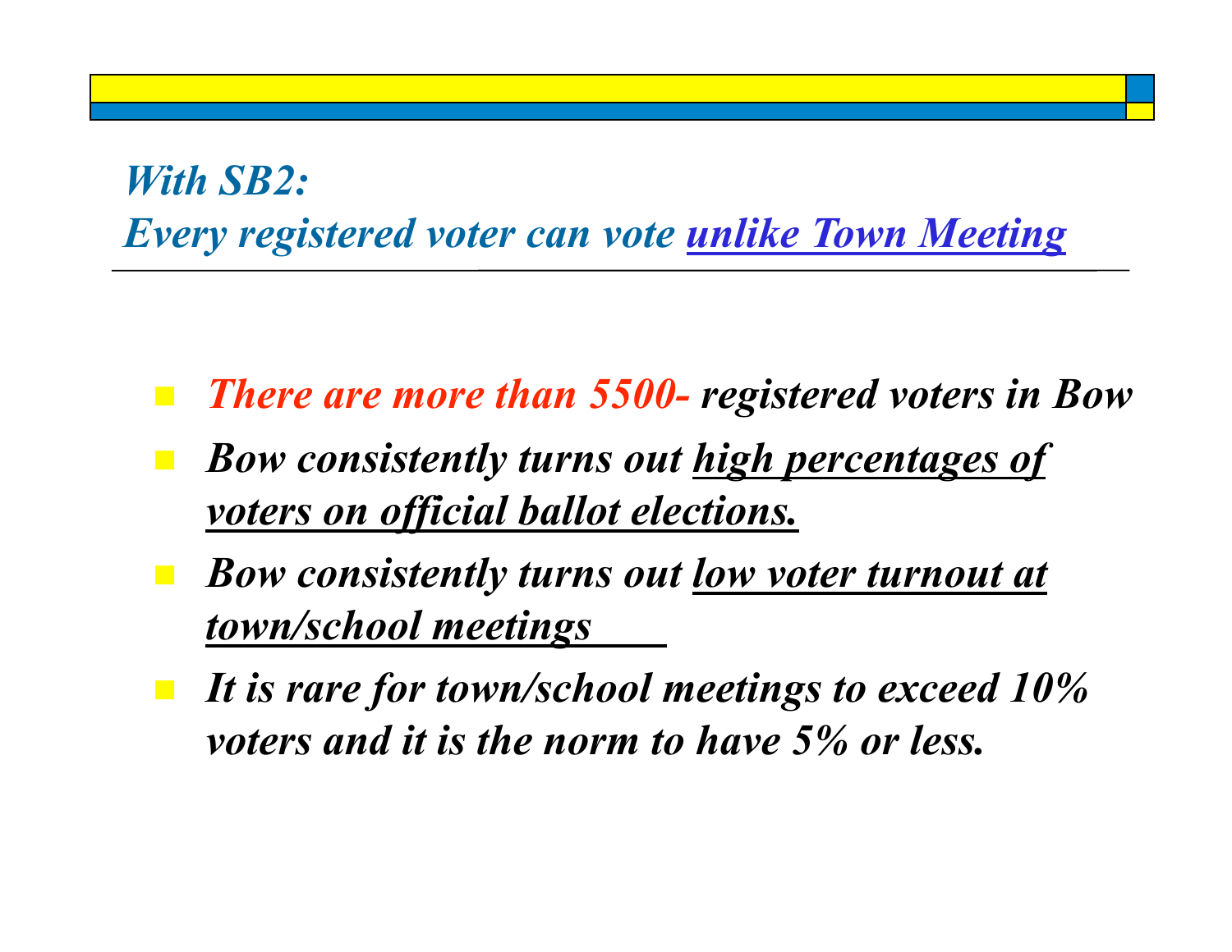## *With SB2:*
## *Every registered voter can vote unlike Town Meeting*

- ***There are more than 5500- registered voters in Bow***
- ***Bow consistently turns out high percentages of voters on official ballot elections.***
- ***Bow consistently turns out low voter turnout at town/school meetings***
- ***It is rare for town/school meetings to exceed 10% voters and it is the norm to have 5% or less.***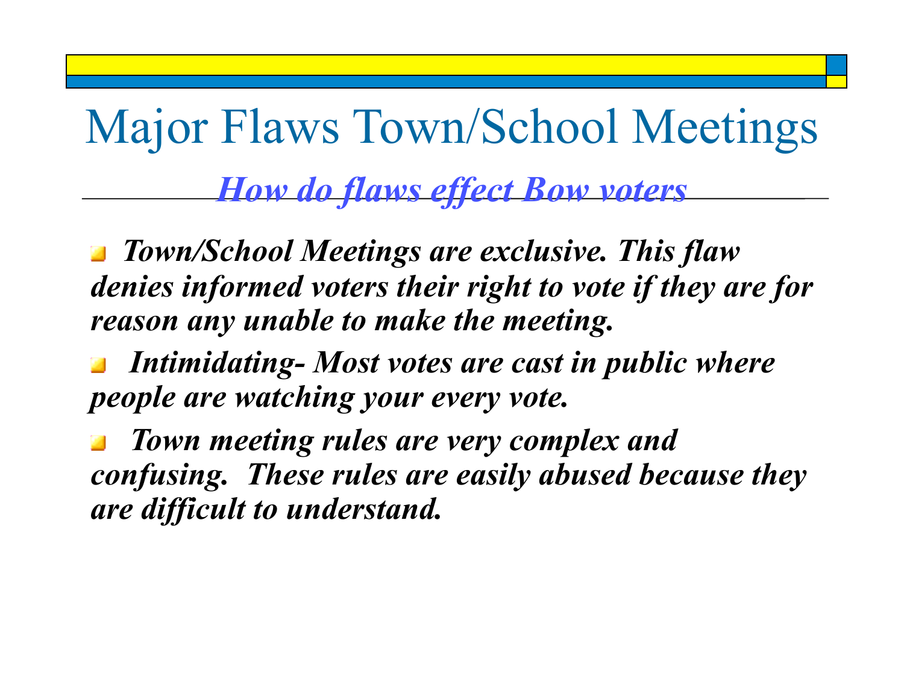# Major Flaws Town/School Meetings

## *How do flaws effect Bow voters*

- ***Town/School Meetings are exclusive. This flaw denies informed voters their right to vote if they are for reason any unable to make the meeting.***
- ***Intimidating- Most votes are cast in public where people are watching your every vote.***
- ***Town meeting rules are very complex and confusing. These rules are easily abused because they are difficult to understand.***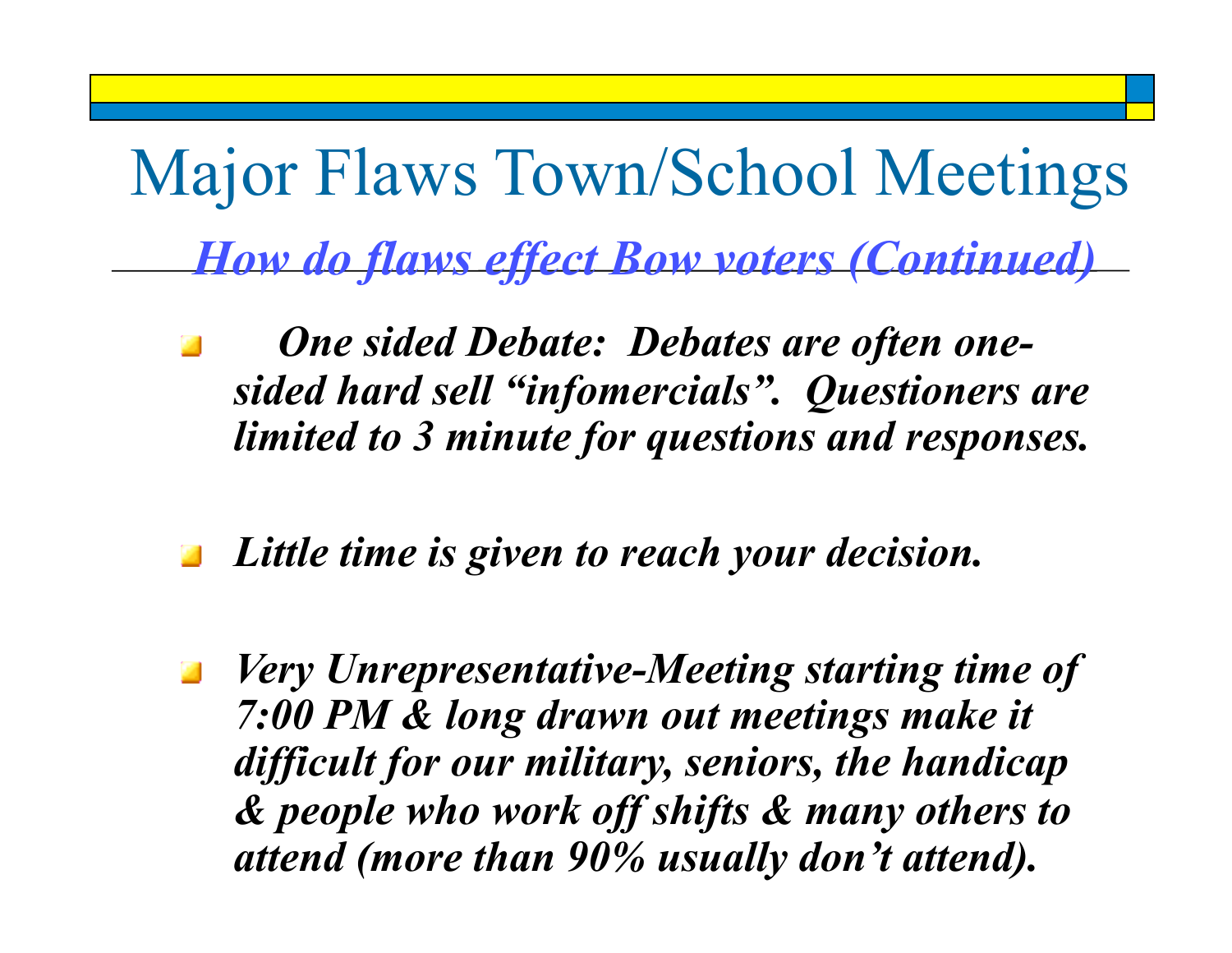# Major Flaws Town/School Meetings

## *How do flaws effect Bow voters (Continued)*

- ***One sided Debate: Debates are often one-sided hard sell “infomercials”. Questioners are limited to 3 minute for questions and responses.***

- ***Little time is given to reach your decision.***

- ***Very Unrepresentative-Meeting starting time of 7:00 PM & long drawn out meetings make it difficult for our military, seniors, the handicap & people who work off shifts & many others to attend (more than 90% usually don’t attend).***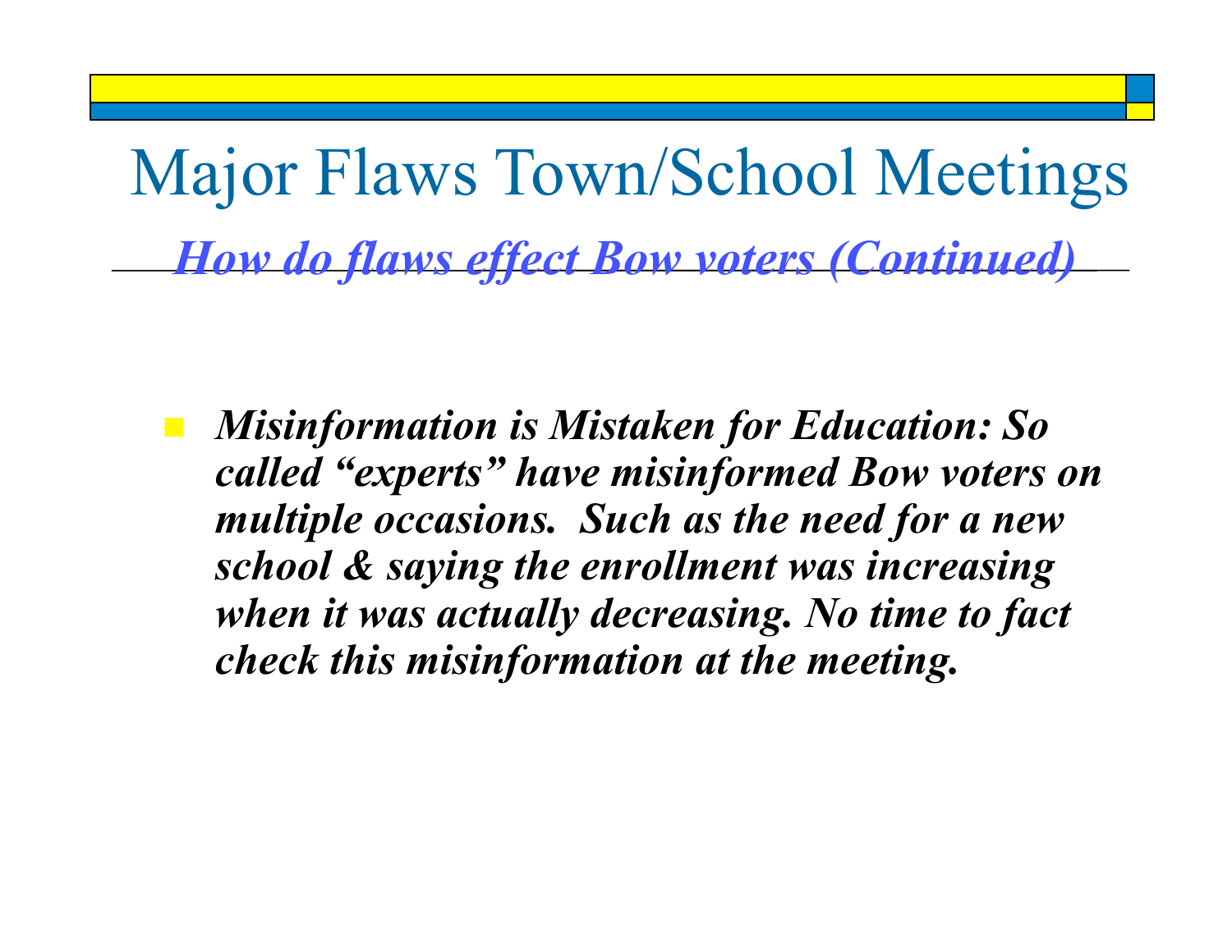# Major Flaws Town/School Meetings

## *How do flaws effect Bow voters (Continued)*

- ***Misinformation is Mistaken for Education: So called "experts" have misinformed Bow voters on multiple occasions. Such as the need for a new school & saying the enrollment was increasing when it was actually decreasing. No time to fact check this misinformation at the meeting.***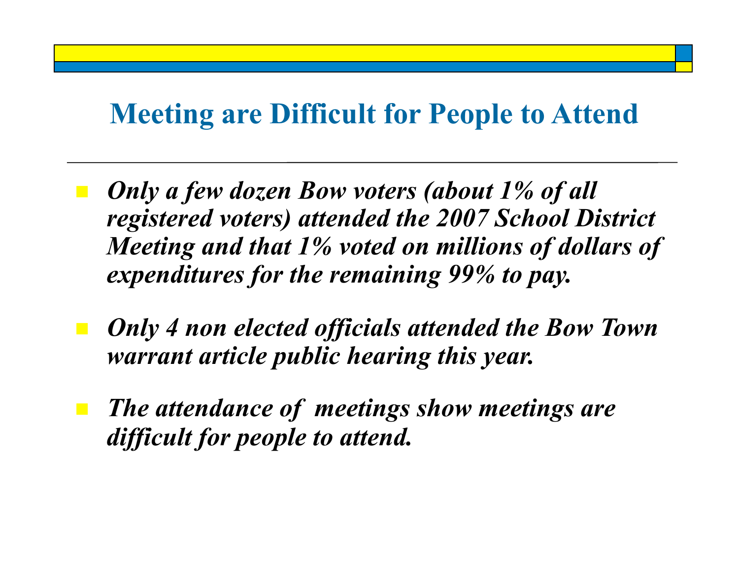# Meeting are Difficult for People to Attend

- ***Only a few dozen Bow voters (about 1% of all registered voters) attended the 2007 School District Meeting and that 1% voted on millions of dollars of expenditures for the remaining 99% to pay.***
- ***Only 4 non elected officials attended the Bow Town warrant article public hearing this year.***
- ***The attendance of meetings show meetings are difficult for people to attend.***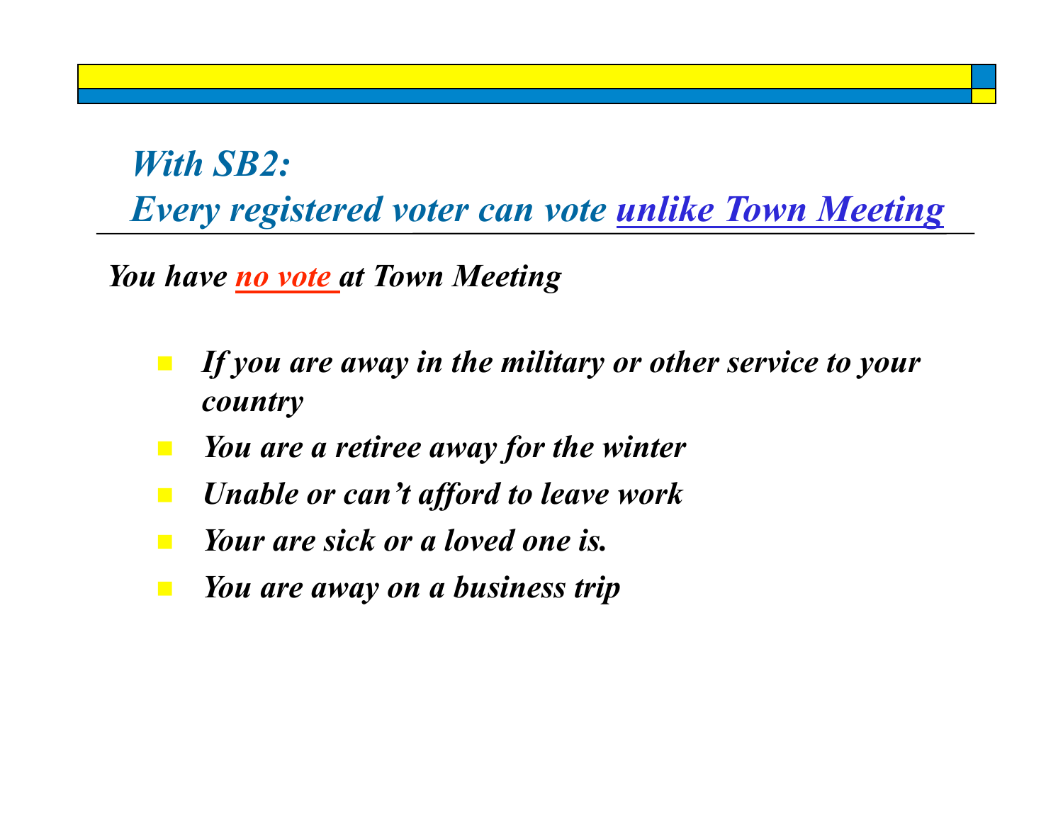## *With SB2:*
## *Every registered voter can vote unlike Town Meeting*

***You have no vote at Town Meeting***

- ***If you are away in the military or other service to your country***
- ***You are a retiree away for the winter***
- ***Unable or can't afford to leave work***
- ***Your are sick or a loved one is.***
- ***You are away on a business trip***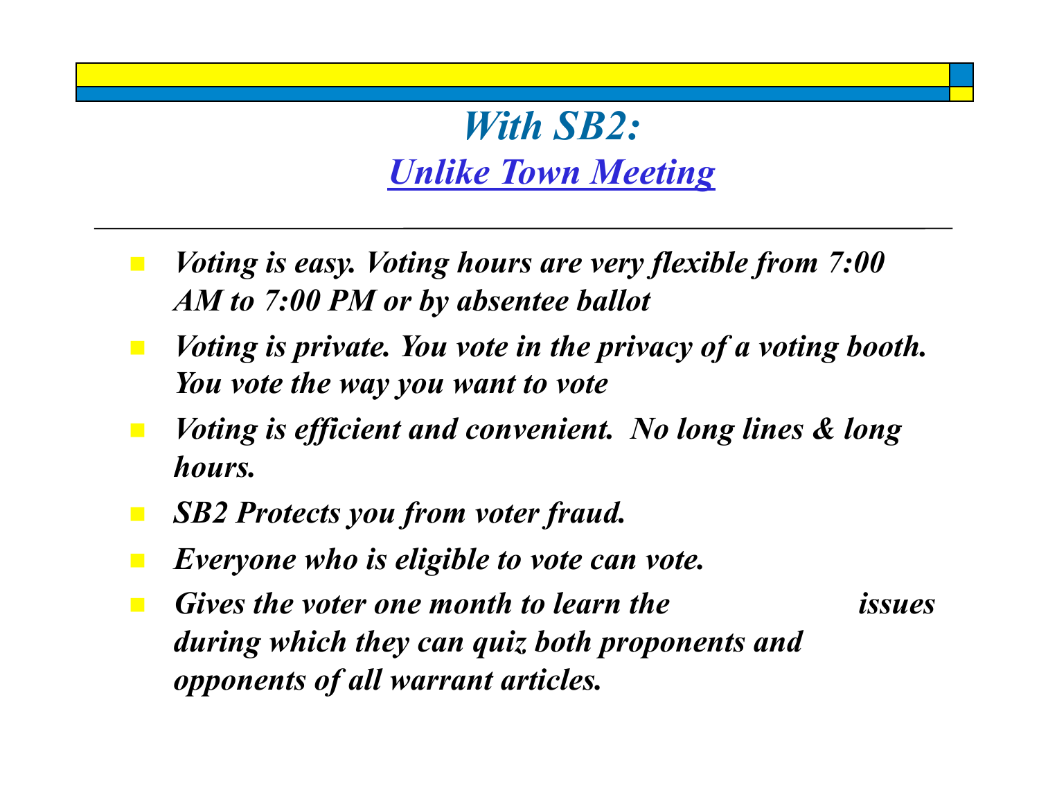# *With SB2:*

## *Unlike Town Meeting*

---

- ***Voting is easy. Voting hours are very flexible from 7:00 AM to 7:00 PM or by absentee ballot***
- ***Voting is private. You vote in the privacy of a voting booth. You vote the way you want to vote***
- ***Voting is efficient and convenient. No long lines & long hours.***
- ***SB2 Protects you from voter fraud.***
- ***Everyone who is eligible to vote can vote.***
- ***Gives the voter one month to learn the issues during which they can quiz both proponents and opponents of all warrant articles.***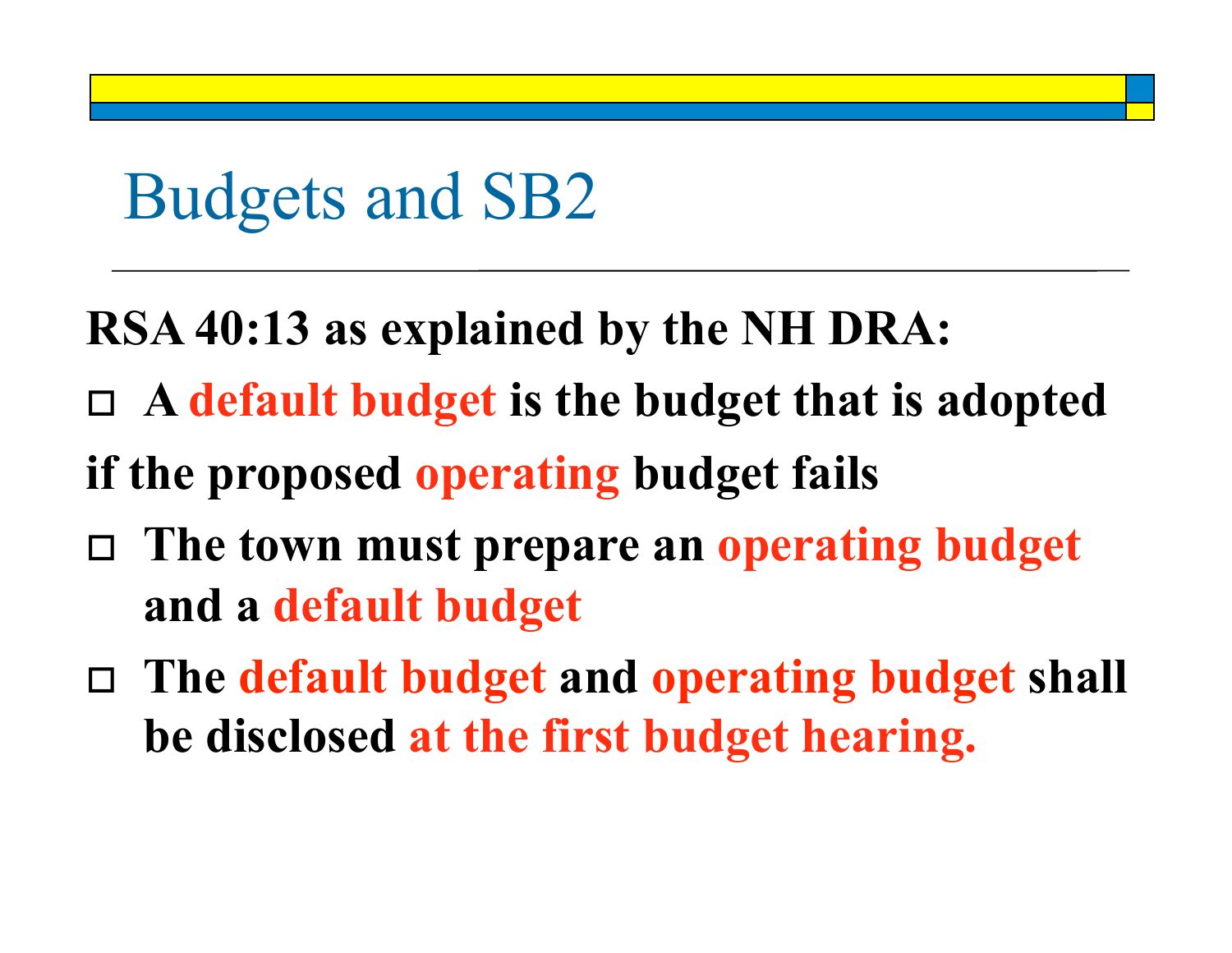# Budgets and SB2

**RSA 40:13 as explained by the NH DRA:**

- **A default budget is the budget that is adopted if the proposed operating budget fails**
- **The town must prepare an operating budget and a default budget**
- **The default budget and operating budget shall be disclosed at the first budget hearing.**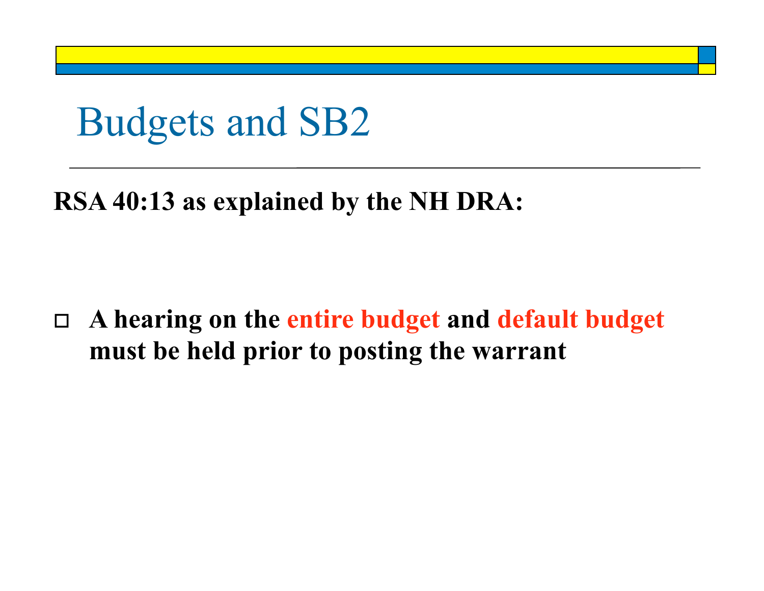# Budgets and SB2

**RSA 40:13 as explained by the NH DRA:**

- **A hearing on the entire budget and default budget must be held prior to posting the warrant**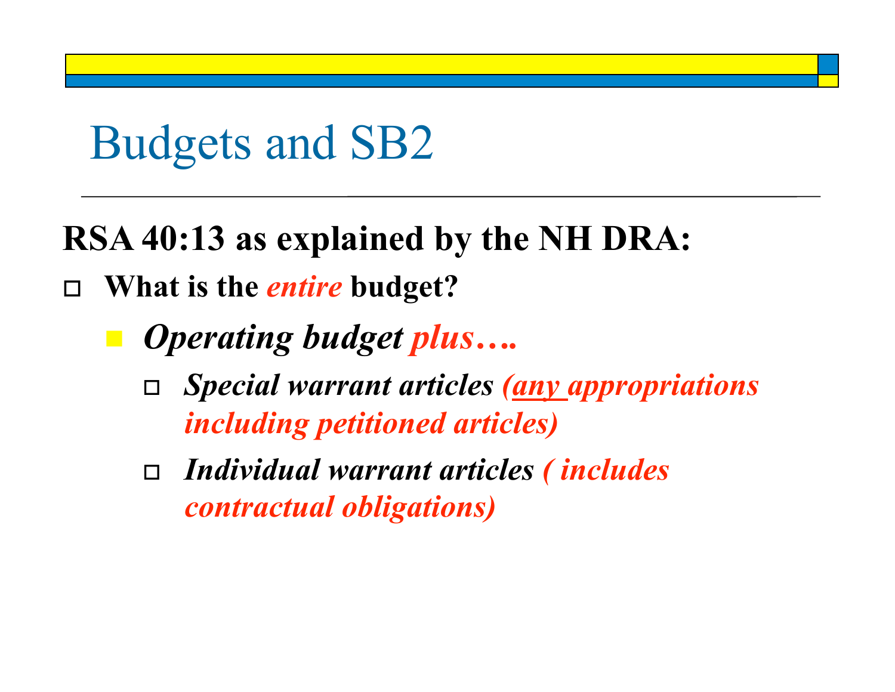# Budgets and SB2

**RSA 40:13 as explained by the NH DRA:**

- **What is the *entire* budget?**
  - ***Operating budget plus….***
    - ***Special warrant articles (any appropriations including petitioned articles)***
    - ***Individual warrant articles ( includes contractual obligations)***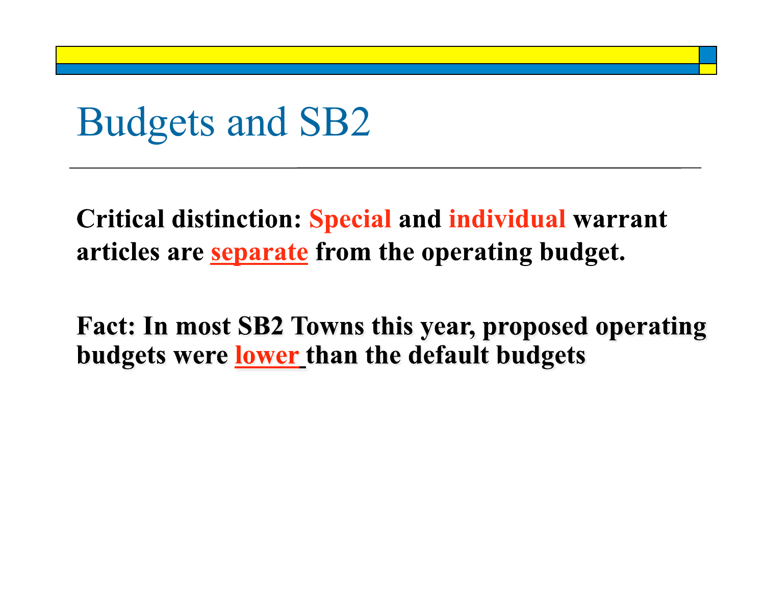# Budgets and SB2

**Critical distinction: Special and individual warrant articles are <u>separate</u> from the operating budget.**

**Fact: In most SB2 Towns this year, proposed operating budgets were <u>lower</u> than the default budgets**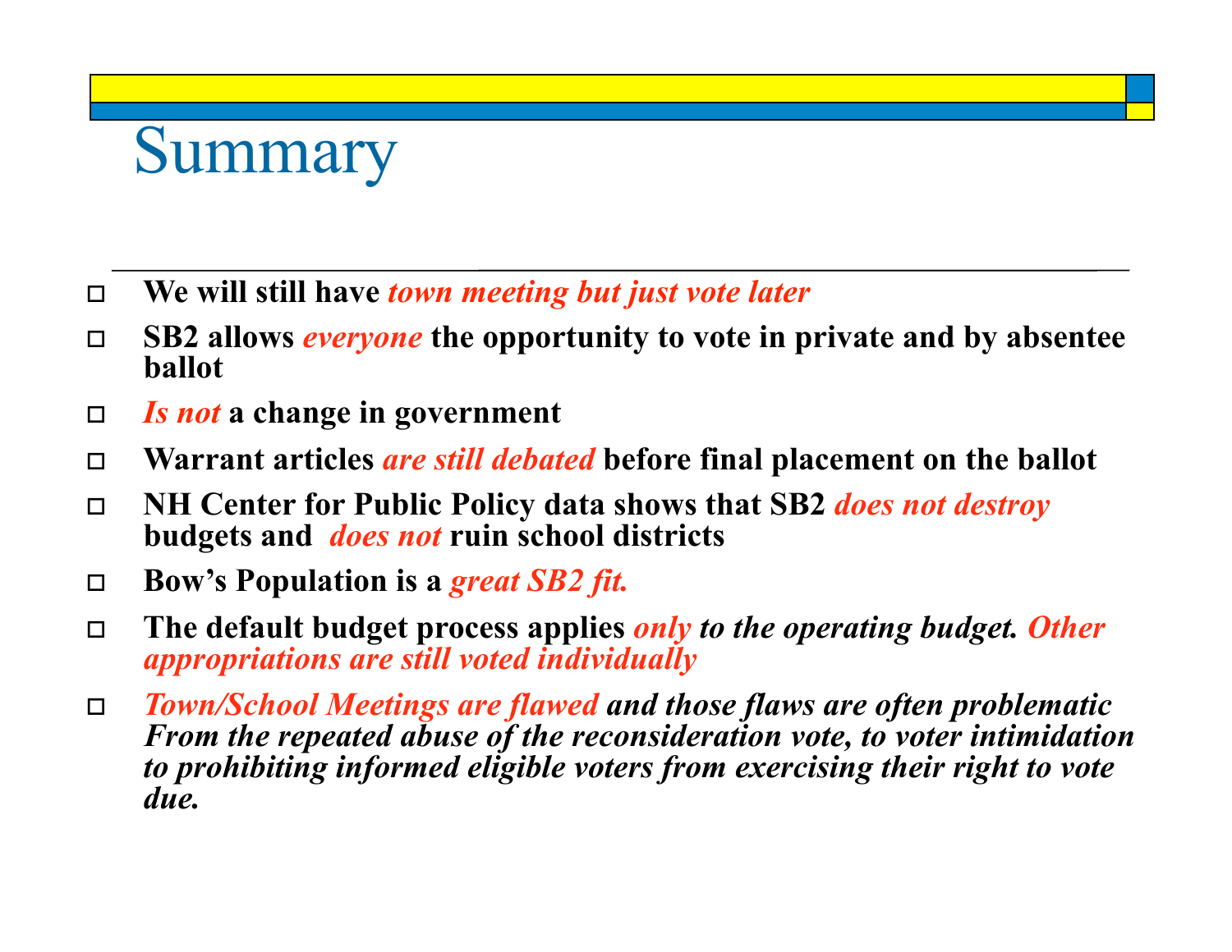# Summary

- **We will still have *town meeting but just vote later***
- **SB2 allows *everyone* the opportunity to vote in private and by absentee ballot**
- ***Is not* a change in government**
- **Warrant articles *are still debated* before final placement on the ballot**
- **NH Center for Public Policy data shows that SB2 *does not destroy* budgets and *does not* ruin school districts**
- **Bow's Population is a *great SB2 fit.***
- **The default budget process applies *only to the operating budget. Other appropriations are still voted individually***
- ***Town/School Meetings are flawed and those flaws are often problematic From the repeated abuse of the reconsideration vote, to voter intimidation to prohibiting informed eligible voters from exercising their right to vote due.***